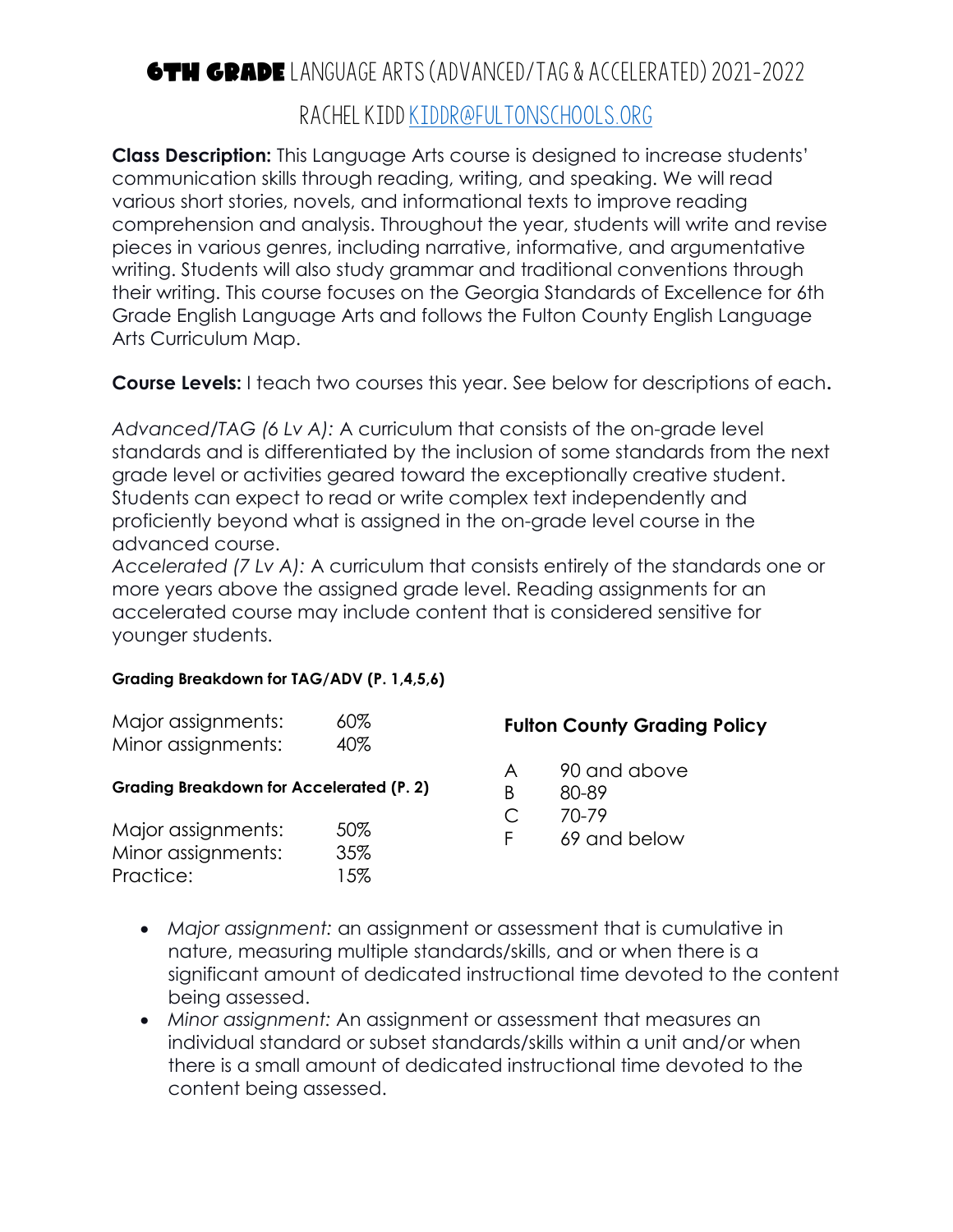# 6TH GRADE LANGUAGE ARTS (ADVANCED/TAG & ACCELERATED) 2021-2022

## RACHEL KIDD KIDDR@FULTONSCHOOLS.ORG

**Class Description:** This Language Arts course is designed to increase students' communication skills through reading, writing, and speaking. We will read various short stories, novels, and informational texts to improve reading comprehension and analysis. Throughout the year, students will write and revise pieces in various genres, including narrative, informative, and argumentative writing. Students will also study grammar and traditional conventions through their writing. This course focuses on the Georgia Standards of Excellence for 6th Grade English Language Arts and follows the Fulton County English Language Arts Curriculum Map.

**Course Levels:** I teach two courses this year. See below for descriptions of each**.**

*Advanced/TAG (6 Lv A):* A curriculum that consists of the on-grade level standards and is differentiated by the inclusion of some standards from the next grade level or activities geared toward the exceptionally creative student. Students can expect to read or write complex text independently and proficiently beyond what is assigned in the on-grade level course in the advanced course.
*Accelerated (7 Lv A):* A curriculum that consists entirely of the standards one or more years above the assigned grade level. Reading assignments for an accelerated course may include content that is considered sensitive for younger students.

**Grading Breakdown for TAG/ADV (P. 1,4,5,6)**

| | |
|---|---|
| Major assignments: | 60% |
| Minor assignments: | 40% |

**Grading Breakdown for Accelerated (P. 2)**

| | |
|---|---|
| Major assignments: | 50% |
| Minor assignments: | 35% |
| Practice: | 15% |

**Fulton County Grading Policy**

| | |
|---|---|
| A | 90 and above |
| B | 80-89 |
| C | 70-79 |
| F | 69 and below |

- *Major assignment:* an assignment or assessment that is cumulative in nature, measuring multiple standards/skills, and or when there is a significant amount of dedicated instructional time devoted to the content being assessed.
- *Minor assignment:* An assignment or assessment that measures an individual standard or subset standards/skills within a unit and/or when there is a small amount of dedicated instructional time devoted to the content being assessed.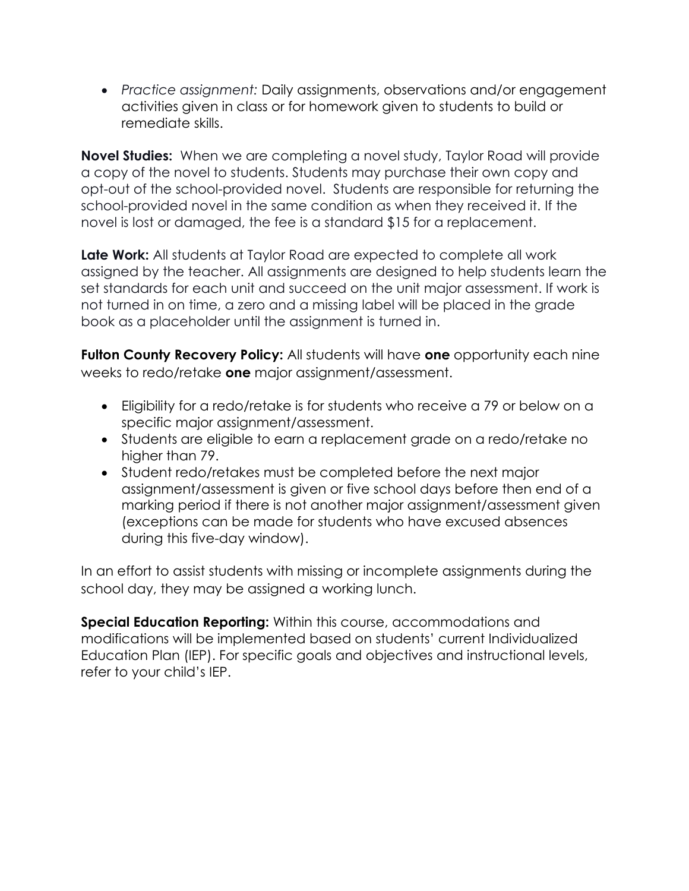- *Practice assignment:* Daily assignments, observations and/or engagement activities given in class or for homework given to students to build or remediate skills.

**Novel Studies:** When we are completing a novel study, Taylor Road will provide a copy of the novel to students. Students may purchase their own copy and opt-out of the school-provided novel. Students are responsible for returning the school-provided novel in the same condition as when they received it. If the novel is lost or damaged, the fee is a standard $15 for a replacement.

**Late Work:** All students at Taylor Road are expected to complete all work assigned by the teacher. All assignments are designed to help students learn the set standards for each unit and succeed on the unit major assessment. If work is not turned in on time, a zero and a missing label will be placed in the grade book as a placeholder until the assignment is turned in.

**Fulton County Recovery Policy:** All students will have **one** opportunity each nine weeks to redo/retake **one** major assignment/assessment.

- Eligibility for a redo/retake is for students who receive a 79 or below on a specific major assignment/assessment.
- Students are eligible to earn a replacement grade on a redo/retake no higher than 79.
- Student redo/retakes must be completed before the next major assignment/assessment is given or five school days before then end of a marking period if there is not another major assignment/assessment given (exceptions can be made for students who have excused absences during this five-day window).

In an effort to assist students with missing or incomplete assignments during the school day, they may be assigned a working lunch.

**Special Education Reporting:** Within this course, accommodations and modifications will be implemented based on students' current Individualized Education Plan (IEP). For specific goals and objectives and instructional levels, refer to your child's IEP.